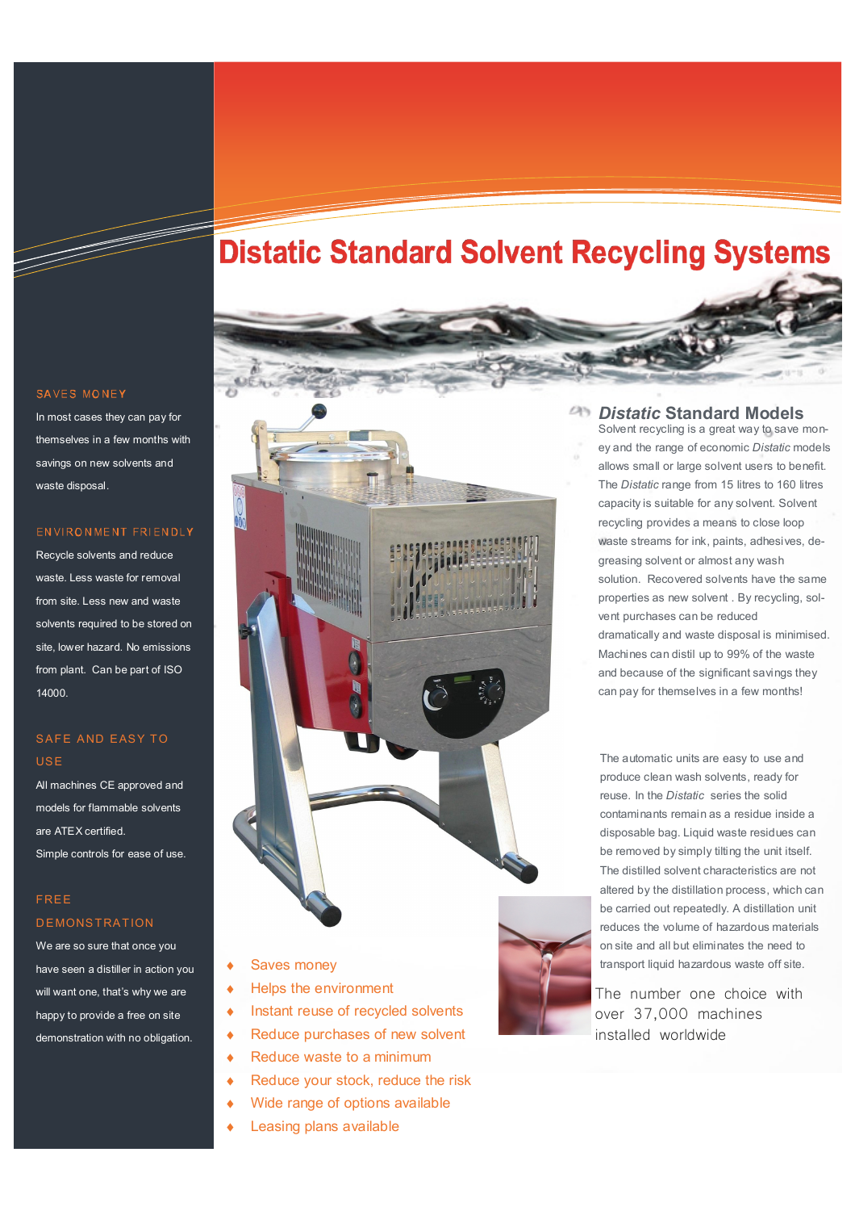# Distatic Standard Solvent Recycling Systems

## SAVES MONEY

In most cases they can pay for themselves in a few months with savings on new solvents and waste disposal.

## ENVIRONMENT FRIENDLY

Recycle solvents and reduce waste. Less waste for removal from site. Less new and waste solvents required to be stored on site, lower hazard. No emissions from plant. Can be part of ISO 14000.

## SAFE AND EASY TO USE

All machines CE approved and models for flammable solvents are ATEX certified.
Simple controls for ease of use.

## FREE DEMONSTRATION

We are so sure that once you have seen a distiller in action you will want one, that's why we are happy to provide a free on site demonstration with no obligation.

## *Distatic* Standard Models

Solvent recycling is a great way to save money and the range of economic *Distatic* models allows small or large solvent users to benefit. The *Distatic* range from 15 litres to 160 litres capacity is suitable for any solvent. Solvent recycling provides a means to close loop waste streams for ink, paints, adhesives, degreasing solvent or almost any wash solution. Recovered solvents have the same properties as new solvent . By recycling, solvent purchases can be reduced dramatically and waste disposal is minimised. Machines can distil up to 99% of the waste and because of the significant savings they can pay for themselves in a few months!

The automatic units are easy to use and produce clean wash solvents, ready for reuse. In the *Distatic* series the solid contaminants remain as a residue inside a disposable bag. Liquid waste residues can be removed by simply tilting the unit itself. The distilled solvent characteristics are not altered by the distillation process, which can be carried out repeatedly. A distillation unit reduces the volume of hazardous materials on site and all but eliminates the need to transport liquid hazardous waste off site.

- Saves money
- Helps the environment
- Instant reuse of recycled solvents
- Reduce purchases of new solvent
- Reduce waste to a minimum
- Reduce your stock, reduce the risk
- Wide range of options available
- Leasing plans available

The number one choice with over 37,000 machines installed worldwide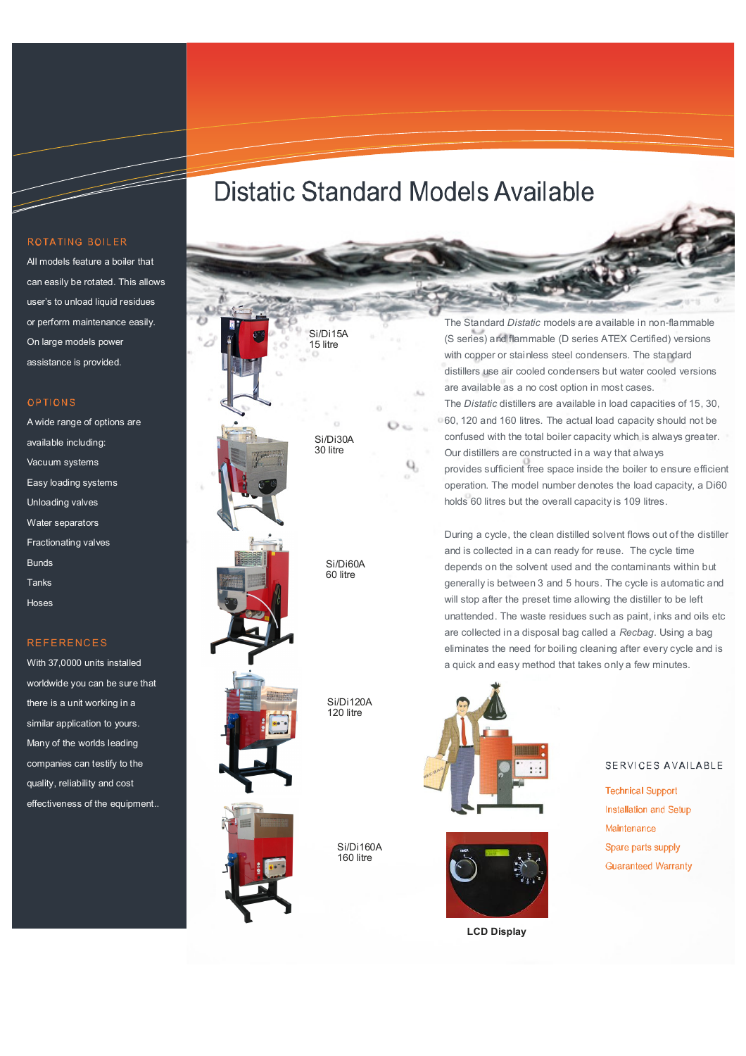# Distatic Standard Models Available

## ROTATING BOILER

All models feature a boiler that can easily be rotated. This allows user's to unload liquid residues or perform maintenance easily. On large models power assistance is provided.

## OPTIONS

A wide range of options are available including:

- Vacuum systems
- Easy loading systems
- Unloading valves
- Water separators
- Fractionating valves
- Bunds
- Tanks
- Hoses

## REFERENCES

With 37,0000 units installed worldwide you can be sure that there is a unit working in a similar application to yours. Many of the worlds leading companies can testify to the quality, reliability and cost effectiveness of the equipment..

Si/Di15A
15 litre

Si/Di30A
30 litre

Si/Di60A
60 litre

Si/Di120A
120 litre

Si/Di160A
160 litre

The Standard *Distatic* models are available in non-flammable (S series) and flammable (D series ATEX Certified) versions with copper or stainless steel condensers. The standard distillers use air cooled condensers but water cooled versions are available as a no cost option in most cases.

The *Distatic* distillers are available in load capacities of 15, 30, 60, 120 and 160 litres. The actual load capacity should not be confused with the total boiler capacity which is always greater. Our distillers are constructed in a way that always provides sufficient free space inside the boiler to ensure efficient operation. The model number denotes the load capacity, a Di60 holds 60 litres but the overall capacity is 109 litres.

During a cycle, the clean distilled solvent flows out of the distiller and is collected in a can ready for reuse. The cycle time depends on the solvent used and the contaminants within but generally is between 3 and 5 hours. The cycle is automatic and will stop after the preset time allowing the distiller to be left unattended. The waste residues such as paint, inks and oils etc are collected in a disposal bag called a *Recbag*. Using a bag eliminates the need for boiling cleaning after every cycle and is a quick and easy method that takes only a few minutes.

**LCD Display**

## SERVICES AVAILABLE

- Technical Support
- Installation and Setup
- Maintenance
- Spare parts supply
- Guaranteed Warranty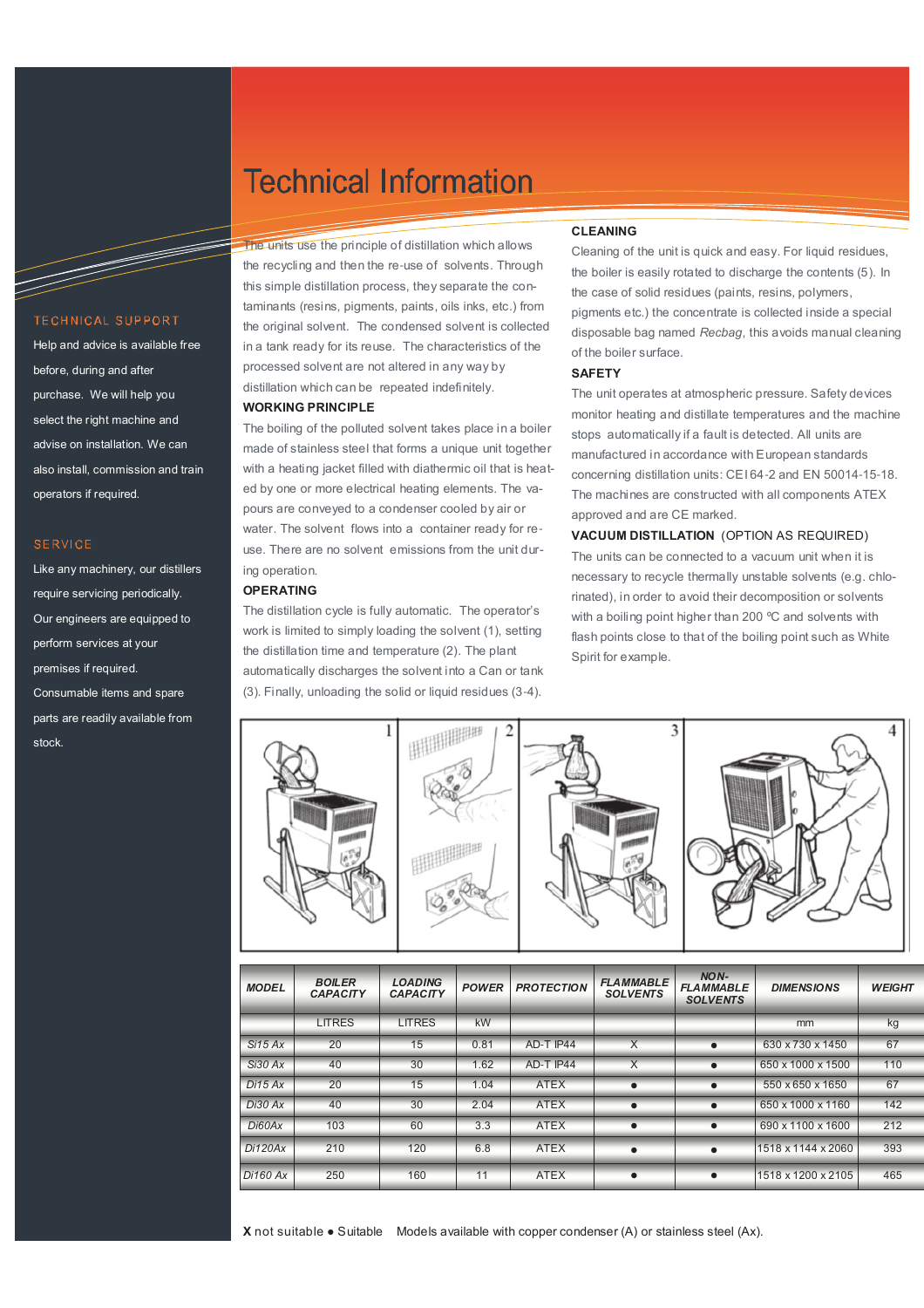# Technical Information

## TECHNICAL SUPPORT

Help and advice is available free before, during and after purchase. We will help you select the right machine and advise on installation. We can also install, commission and train operators if required.

## SERVICE

Like any machinery, our distillers require servicing periodically. Our engineers are equipped to perform services at your premises if required.

Consumable items and spare parts are readily available from stock.

The units use the principle of distillation which allows the recycling and then the re-use of solvents. Through this simple distillation process, they separate the contaminants (resins, pigments, paints, oils inks, etc.) from the original solvent. The condensed solvent is collected in a tank ready for its reuse. The characteristics of the processed solvent are not altered in any way by distillation which can be repeated indefinitely.

**WORKING PRINCIPLE**

The boiling of the polluted solvent takes place in a boiler made of stainless steel that forms a unique unit together with a heating jacket filled with diathermic oil that is heated by one or more electrical heating elements. The vapours are conveyed to a condenser cooled by air or water. The solvent flows into a container ready for reuse. There are no solvent emissions from the unit during operation.

**OPERATING**

The distillation cycle is fully automatic. The operator's work is limited to simply loading the solvent (1), setting the distillation time and temperature (2). The plant automatically discharges the solvent into a Can or tank (3). Finally, unloading the solid or liquid residues (3-4).

**CLEANING**

Cleaning of the unit is quick and easy. For liquid residues, the boiler is easily rotated to discharge the contents (5). In the case of solid residues (paints, resins, polymers, pigments etc.) the concentrate is collected inside a special disposable bag named *Recbag*, this avoids manual cleaning of the boiler surface.

**SAFETY**

The unit operates at atmospheric pressure. Safety devices monitor heating and distillate temperatures and the machine stops automatically if a fault is detected. All units are manufactured in accordance with European standards concerning distillation units: CEI64-2 and EN 50014-15-18. The machines are constructed with all components ATEX approved and are CE marked.

**VACUUM DISTILLATION** (OPTION AS REQUIRED)

The units can be connected to a vacuum unit when it is necessary to recycle thermally unstable solvents (e.g. chlorinated), in order to avoid their decomposition or solvents with a boiling point higher than 200 ºC and solvents with flash points close to that of the boiling point such as White Spirit for example.

1 2 3 4

| MODEL | BOILER CAPACITY | LOADING CAPACITY | POWER | PROTECTION | FLAMMABLE SOLVENTS | NON-FLAMMABLE SOLVENTS | DIMENSIONS | WEIGHT |
|---|---|---|---|---|---|---|---|---|
| | LITRES | LITRES | kW | | | | mm | kg |
| *Si15 Ax* | 20 | 15 | 0.81 | AD-T IP44 | X | ● | 630 x 730 x 1450 | 67 |
| *Si30 Ax* | 40 | 30 | 1.62 | AD-T IP44 | X | ● | 650 x 1000 x 1500 | 110 |
| *Di15 Ax* | 20 | 15 | 1.04 | ATEX | ● | ● | 550 x 650 x 1650 | 67 |
| *Di30 Ax* | 40 | 30 | 2.04 | ATEX | ● | ● | 650 x 1000 x 1160 | 142 |
| *Di60Ax* | 103 | 60 | 3.3 | ATEX | ● | ● | 690 x 1100 x 1600 | 212 |
| *Di120Ax* | 210 | 120 | 6.8 | ATEX | ● | ● | 1518 x 1144 x 2060 | 393 |
| *Di160 Ax* | 250 | 160 | 11 | ATEX | ● | ● | 1518 x 1200 x 2105 | 465 |

**X** not suitable ● Suitable    Models available with copper condenser (A) or stainless steel (Ax).